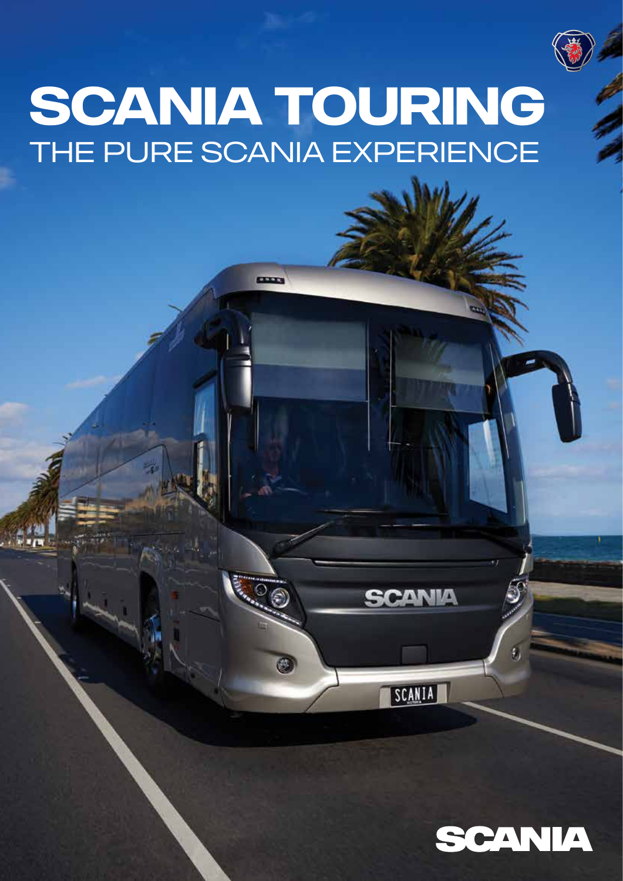# SCANIA TOURING

## THE PURE SCANIA EXPERIENCE

SCANIA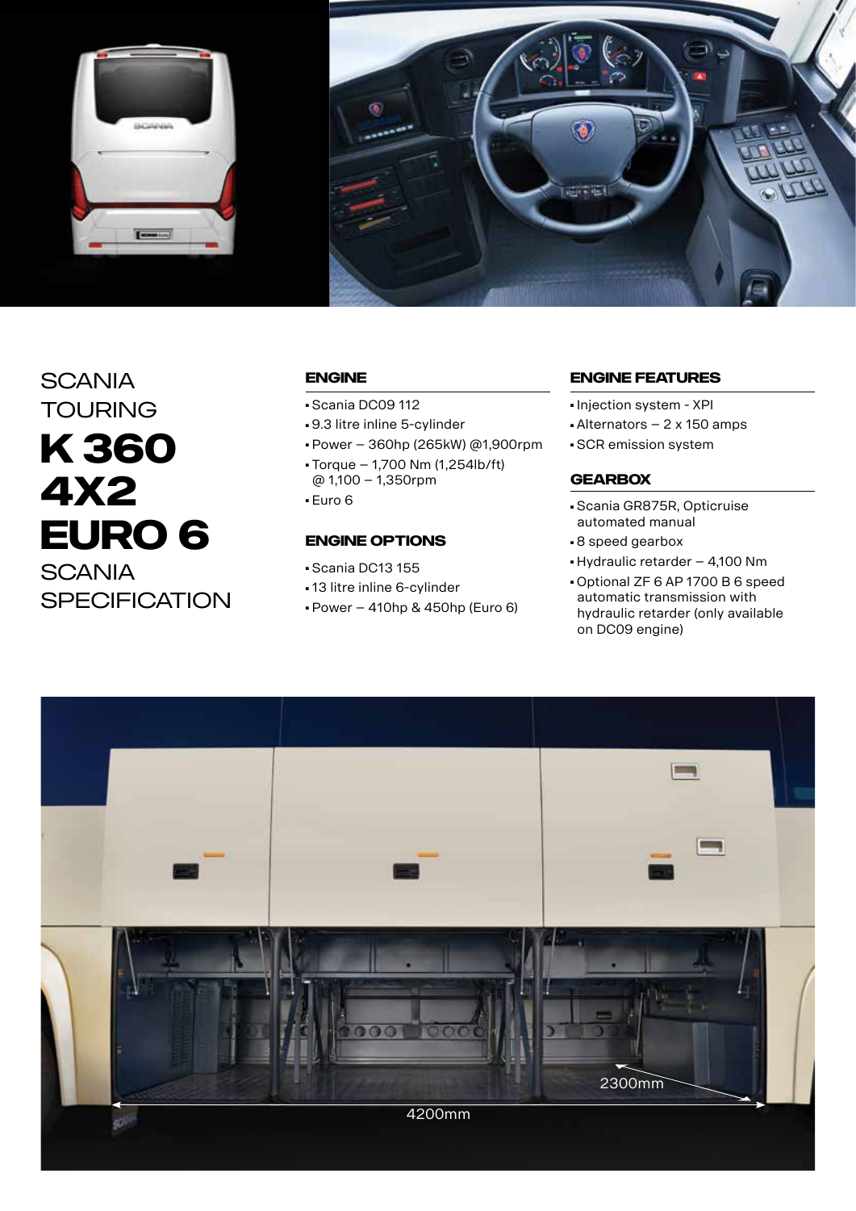# SCANIA TOURING K 360 4X2 EURO 6 SCANIA SPECIFICATION

### ENGINE

- Scania DC09 112
- 9.3 litre inline 5-cylinder
- Power – 360hp (265kW) @1,900rpm
- Torque – 1,700 Nm (1,254lb/ft) @ 1,100 – 1,350rpm
- Euro 6

### ENGINE OPTIONS

- Scania DC13 155
- 13 litre inline 6-cylinder
- Power – 410hp & 450hp (Euro 6)

### ENGINE FEATURES

- Injection system - XPI
- Alternators – 2 x 150 amps
- SCR emission system

### GEARBOX

- Scania GR875R, Opticruise automated manual
- 8 speed gearbox
- Hydraulic retarder – 4,100 Nm
- Optional ZF 6 AP 1700 B 6 speed automatic transmission with hydraulic retarder (only available on DC09 engine)

2300mm

4200mm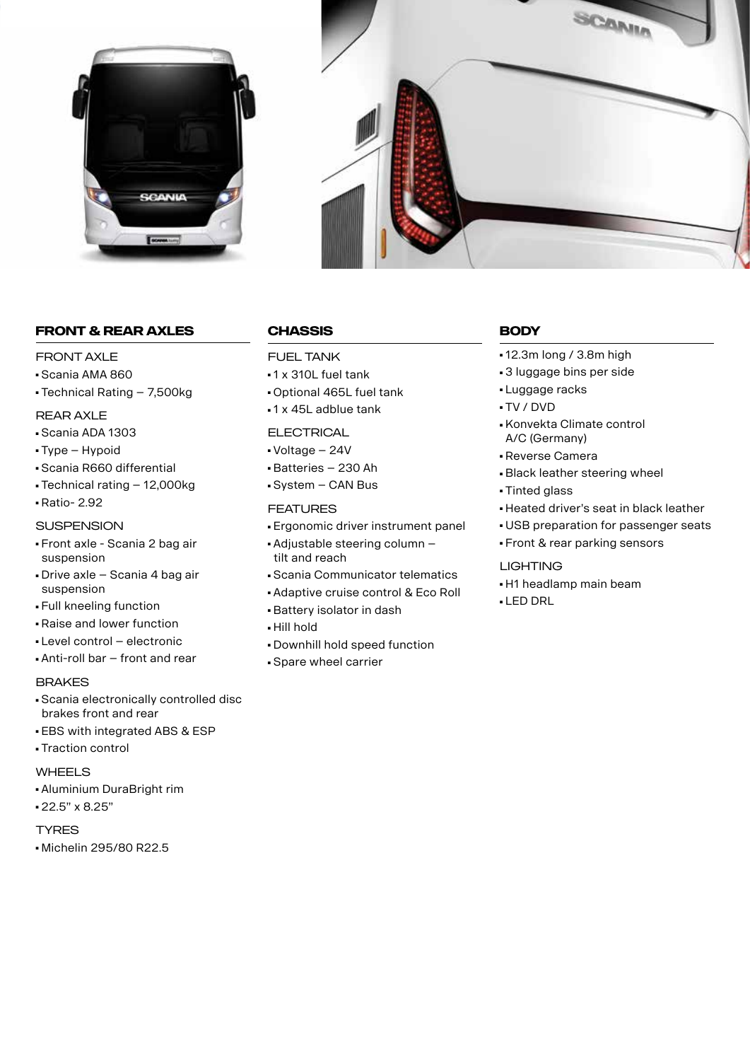## FRONT & REAR AXLES

### FRONT AXLE

- Scania AMA 860
- Technical Rating – 7,500kg

### REAR AXLE

- Scania ADA 1303
- Type – Hypoid
- Scania R660 differential
- Technical rating – 12,000kg
- Ratio- 2.92

### SUSPENSION

- Front axle - Scania 2 bag air suspension
- Drive axle – Scania 4 bag air suspension
- Full kneeling function
- Raise and lower function
- Level control – electronic
- Anti-roll bar – front and rear

### BRAKES

- Scania electronically controlled disc brakes front and rear
- EBS with integrated ABS & ESP
- Traction control

### WHEELS

- Aluminium DuraBright rim
- 22.5" x 8.25"

### TYRES

- Michelin 295/80 R22.5

## CHASSIS

### FUEL TANK

- 1 x 310L fuel tank
- Optional 465L fuel tank
- 1 x 45L adblue tank

### ELECTRICAL

- Voltage – 24V
- Batteries – 230 Ah
- System – CAN Bus

### FEATURES

- Ergonomic driver instrument panel
- Adjustable steering column – tilt and reach
- Scania Communicator telematics
- Adaptive cruise control & Eco Roll
- Battery isolator in dash
- Hill hold
- Downhill hold speed function
- Spare wheel carrier

## BODY

- 12.3m long / 3.8m high
- 3 luggage bins per side
- Luggage racks
- TV / DVD
- Konvekta Climate control A/C (Germany)
- Reverse Camera
- Black leather steering wheel
- Tinted glass
- Heated driver's seat in black leather
- USB preparation for passenger seats
- Front & rear parking sensors

### LIGHTING

- H1 headlamp main beam
- LED DRL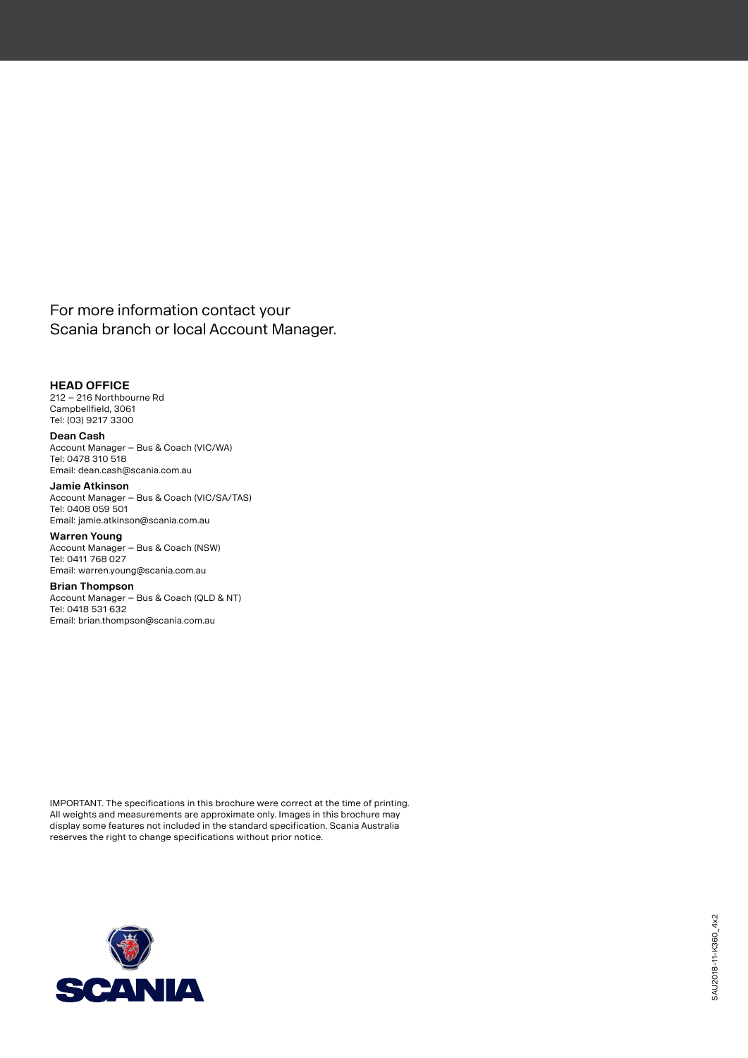For more information contact your
Scania branch or local Account Manager.

**HEAD OFFICE**
212 – 216 Northbourne Rd
Campbellfield, 3061
Tel: (03) 9217 3300

**Dean Cash**
Account Manager – Bus & Coach (VIC/WA)
Tel: 0478 310 518
Email: dean.cash@scania.com.au

**Jamie Atkinson**
Account Manager – Bus & Coach (VIC/SA/TAS)
Tel: 0408 059 501
Email: jamie.atkinson@scania.com.au

**Warren Young**
Account Manager – Bus & Coach (NSW)
Tel: 0411 768 027
Email: warren.young@scania.com.au

**Brian Thompson**
Account Manager – Bus & Coach (QLD & NT)
Tel: 0418 531 632
Email: brian.thompson@scania.com.au

IMPORTANT. The specifications in this brochure were correct at the time of printing. All weights and measurements are approximate only. Images in this brochure may display some features not included in the standard specification. Scania Australia reserves the right to change specifications without prior notice.

SCANIA

SAU2018-11-K360_4x2